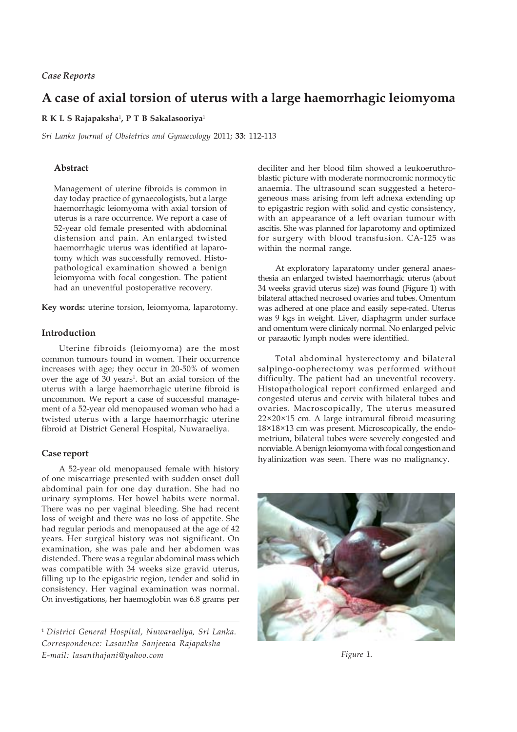*Case Reports*

# A case of axial torsion of uterus with a large haemorrhagic leiomyoma

**R K L S Rajapaksha**[1]**, P T B Sakalasooriya**[1]

*Sri Lanka Journal of Obstetrics and Gynaecology* 2011; **33**: 112-113

## Abstract

Management of uterine fibroids is common in day today practice of gynaecologists, but a large haemorrhagic leiomyoma with axial torsion of uterus is a rare occurrence. We report a case of 52-year old female presented with abdominal distension and pain. An enlarged twisted haemorrhagic uterus was identified at laparotomy which was successfully removed. Histopathological examination showed a benign leiomyoma with focal congestion. The patient had an uneventful postoperative recovery.

**Key words:** uterine torsion, leiomyoma, laparotomy.

## Introduction

Uterine fibroids (leiomyoma) are the most common tumours found in women. Their occurrence increases with age; they occur in 20-50% of women over the age of 30 years[1]. But an axial torsion of the uterus with a large haemorrhagic uterine fibroid is uncommon. We report a case of successful management of a 52-year old menopaused woman who had a twisted uterus with a large haemorrhagic uterine fibroid at District General Hospital, Nuwaraeliya.

## Case report

A 52-year old menopaused female with history of one miscarriage presented with sudden onset dull abdominal pain for one day duration. She had no urinary symptoms. Her bowel habits were normal. There was no per vaginal bleeding. She had recent loss of weight and there was no loss of appetite. She had regular periods and menopaused at the age of 42 years. Her surgical history was not significant. On examination, she was pale and her abdomen was distended. There was a regular abdominal mass which was compatible with 34 weeks size gravid uterus, filling up to the epigastric region, tender and solid in consistency. Her vaginal examination was normal. On investigations, her haemoglobin was 6.8 grams per deciliter and her blood film showed a leukoeruthroblastic picture with moderate normocromic normocytic anaemia. The ultrasound scan suggested a heterogeneous mass arising from left adnexa extending up to epigastric region with solid and cystic consistency, with an appearance of a left ovarian tumour with ascitis. She was planned for laparotomy and optimized for surgery with blood transfusion. CA-125 was within the normal range.

At exploratory laparatomy under general anaesthesia an enlarged twisted haemorrhagic uterus (about 34 weeks gravid uterus size) was found (Figure 1) with bilateral attached necrosed ovaries and tubes. Omentum was adhered at one place and easily sepe-rated. Uterus was 9 kgs in weight. Liver, diaphagrm under surface and omentum were clinicaly normal. No enlarged pelvic or paraaotic lymph nodes were identified.

Total abdominal hysterectomy and bilateral salpingo-oopherectomy was performed without difficulty. The patient had an uneventful recovery. Histopathological report confirmed enlarged and congested uterus and cervix with bilateral tubes and ovaries. Macroscopically, The uterus measured 22×20×15 cm. A large intramural fibroid measuring 18×18×13 cm was present. Microscopically, the endometrium, bilateral tubes were severely congested and nonviable. A benign leiomyoma with focal congestion and hyalinization was seen. There was no malignancy.

*Figure 1.*

---

[1] *District General Hospital, Nuwaraeliya, Sri Lanka.*
*Correspondence: Lasantha Sanjeewa Rajapaksha*
*E-mail: lasanthajani@yahoo.com*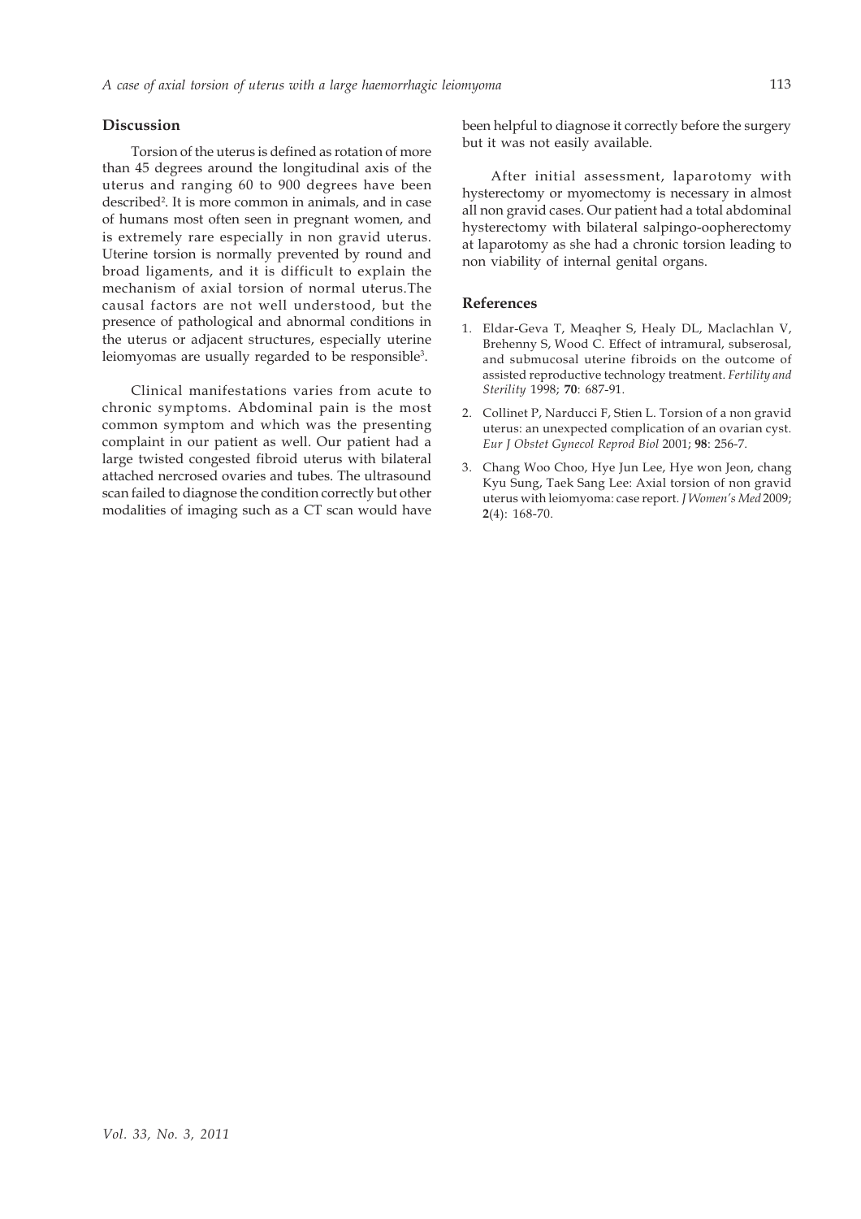## Discussion

Torsion of the uterus is defined as rotation of more than 45 degrees around the longitudinal axis of the uterus and ranging 60 to 900 degrees have been described[2]. It is more common in animals, and in case of humans most often seen in pregnant women, and is extremely rare especially in non gravid uterus. Uterine torsion is normally prevented by round and broad ligaments, and it is difficult to explain the mechanism of axial torsion of normal uterus.The causal factors are not well understood, but the presence of pathological and abnormal conditions in the uterus or adjacent structures, especially uterine leiomyomas are usually regarded to be responsible[3].

Clinical manifestations varies from acute to chronic symptoms. Abdominal pain is the most common symptom and which was the presenting complaint in our patient as well. Our patient had a large twisted congested fibroid uterus with bilateral attached nercrosed ovaries and tubes. The ultrasound scan failed to diagnose the condition correctly but other modalities of imaging such as a CT scan would have been helpful to diagnose it correctly before the surgery but it was not easily available.

After initial assessment, laparotomy with hysterectomy or myomectomy is necessary in almost all non gravid cases. Our patient had a total abdominal hysterectomy with bilateral salpingo-oopherectomy at laparotomy as she had a chronic torsion leading to non viability of internal genital organs.

## References

1. Eldar-Geva T, Meaqher S, Healy DL, Maclachlan V, Brehenny S, Wood C. Effect of intramural, subserosal, and submucosal uterine fibroids on the outcome of assisted reproductive technology treatment. *Fertility and Sterility* 1998; **70**: 687-91.
2. Collinet P, Narducci F, Stien L. Torsion of a non gravid uterus: an unexpected complication of an ovarian cyst. *Eur J Obstet Gynecol Reprod Biol* 2001; **98**: 256-7.
3. Chang Woo Choo, Hye Jun Lee, Hye won Jeon, chang Kyu Sung, Taek Sang Lee: Axial torsion of non gravid uterus with leiomyoma: case report. *J Women's Med* 2009; **2**(4): 168-70.